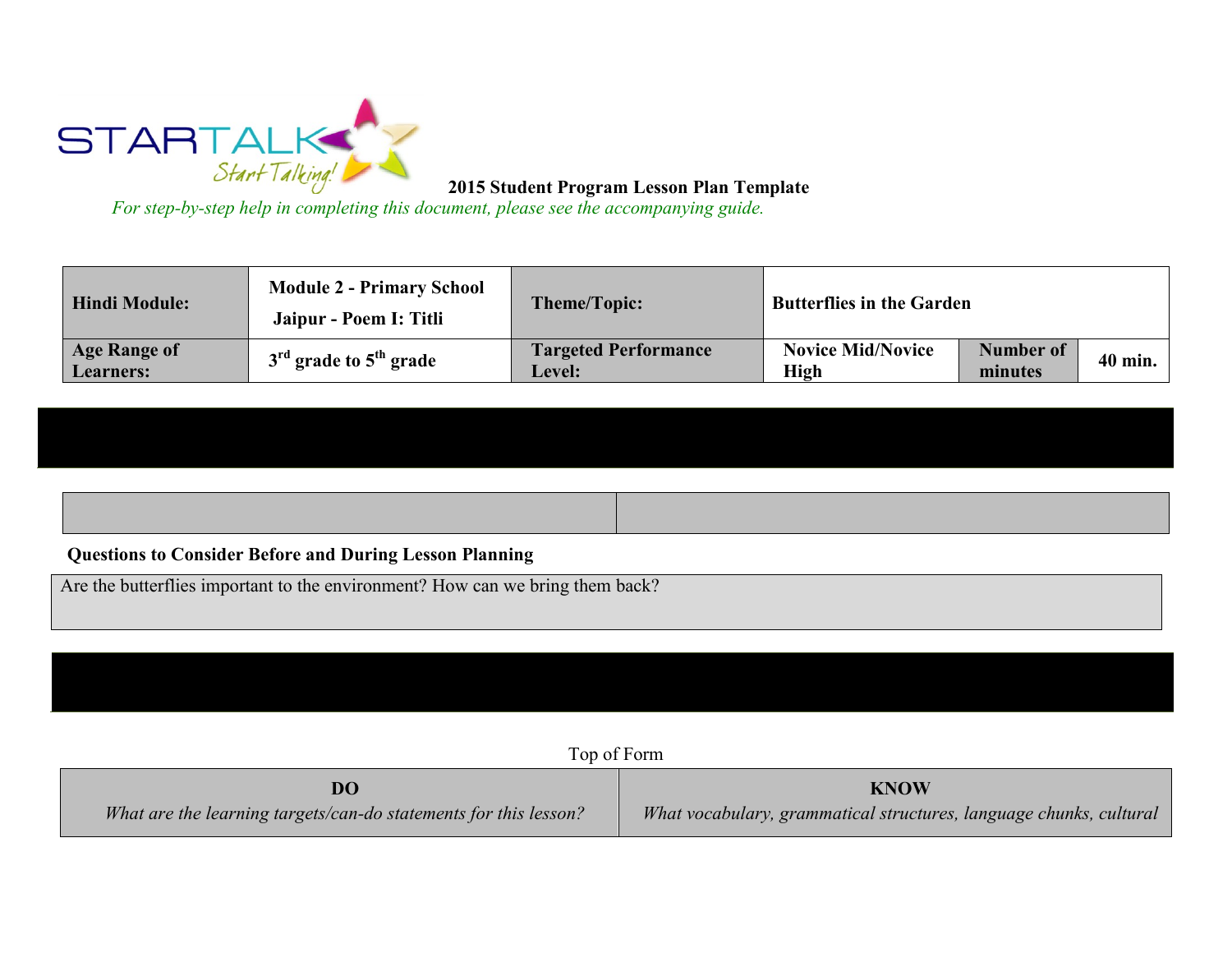**2015 Student Program Lesson Plan Template**

*For step-by-step help in completing this document, please see the accompanying guide.*

| **Hindi Module:** | **Module 2 - Primary School Jaipur - Poem I: Titli** | **Theme/Topic:** | **Butterflies in the Garden** | | |
|---|---|---|---|---|---|
| **Age Range of Learners:** | **3rd grade to 5th grade** | **Targeted Performance Level:** | **Novice Mid/Novice High** | **Number of minutes** | **40 min.** |

**Questions to Consider Before and During Lesson Planning**

Are the butterflies important to the environment? How can we bring them back?

Top of Form

| **DO** *What are the learning targets/can-do statements for this lesson?* | **KNOW** *What vocabulary, grammatical structures, language chunks, cultural* |
|---|---|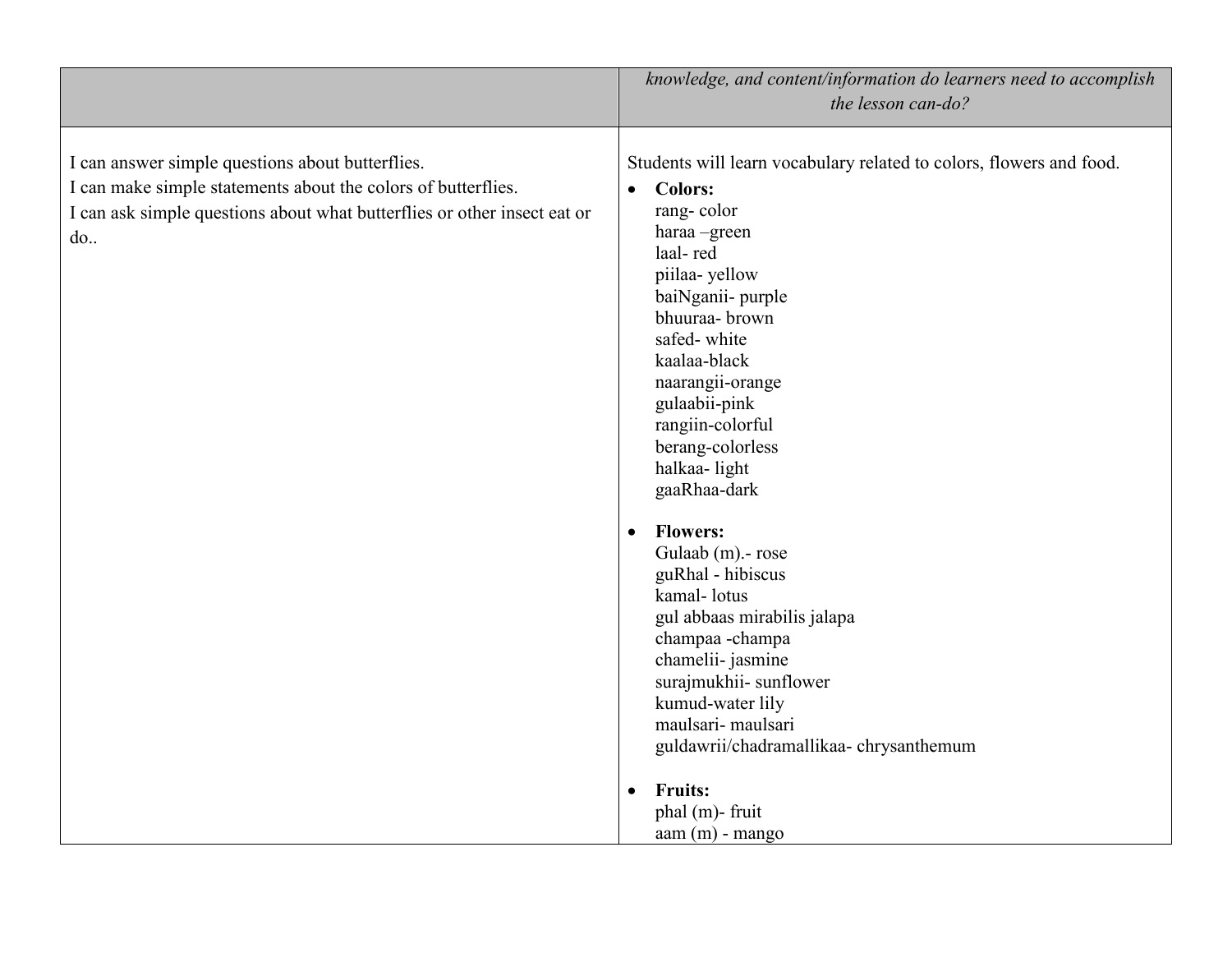| | *knowledge, and content/information do learners need to accomplish the lesson can-do?* |
|---|---|
| I can answer simple questions about butterflies.<br>I can make simple statements about the colors of butterflies.<br>I can ask simple questions about what butterflies or other insect eat or do.. | Students will learn vocabulary related to colors, flowers and food.<br>• **Colors:**<br>rang- color<br>haraa –green<br>laal- red<br>piilaa- yellow<br>baiNganii- purple<br>bhuuraa- brown<br>safed- white<br>kaalaa-black<br>naarangii-orange<br>gulaabii-pink<br>rangiin-colorful<br>berang-colorless<br>halkaa- light<br>gaaRhaa-dark<br><br>• **Flowers:**<br>Gulaab (m).- rose<br>guRhal - hibiscus<br>kamal- lotus<br>gul abbaas mirabilis jalapa<br>champaa -champa<br>chamelii- jasmine<br>surajmukhii- sunflower<br>kumud-water lily<br>maulsari- maulsari<br>guldawrii/chadramallikaa- chrysanthemum<br><br>• **Fruits:**<br>phal (m)- fruit<br>aam (m) - mango |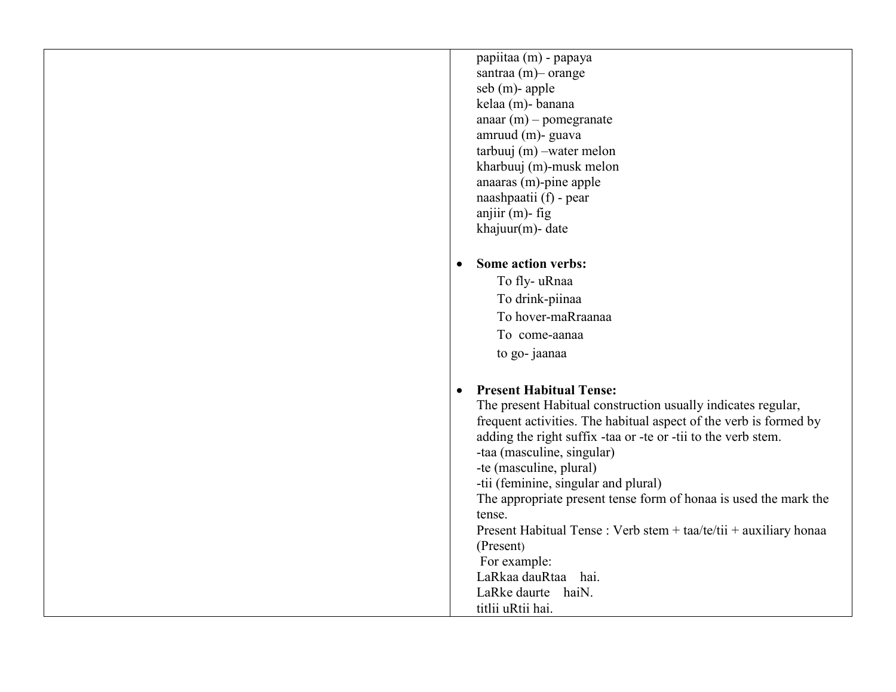papiitaa (m) - papaya
santraa (m)– orange
seb (m)- apple
kelaa (m)- banana
anaar (m) – pomegranate
amruud (m)- guava
tarbuuj (m) –water melon
kharbuuj (m)-musk melon
anaaras (m)-pine apple
naashpaatii (f) - pear
anjiir (m)- fig
khajuur(m)- date

- **Some action verbs:**

  To fly- uRnaa
  To drink-piinaa
  To hover-maRraanaa
  To come-aanaa
  to go- jaanaa

- **Present Habitual Tense:**

  The present Habitual construction usually indicates regular, frequent activities. The habitual aspect of the verb is formed by adding the right suffix -taa or -te or -tii to the verb stem.
  -taa (masculine, singular)
  -te (masculine, plural)
  -tii (feminine, singular and plural)
  The appropriate present tense form of honaa is used the mark the tense.
  Present Habitual Tense : Verb stem + taa/te/tii + auxiliary honaa (Present)
  For example:
  LaRkaa dauRtaa hai.
  LaRke daurte haiN.
  titlii uRtii hai.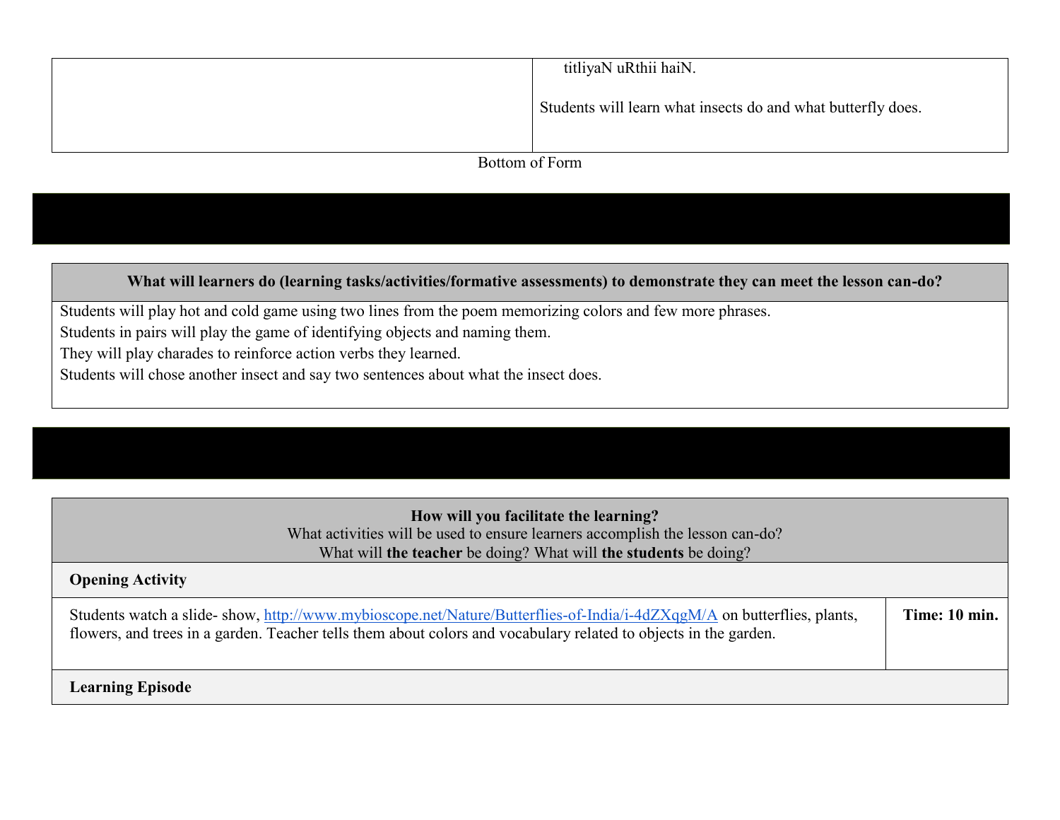|  | titliyaN uRthii haiN.<br><br>Students will learn what insects do and what butterfly does. |
|---|---|

Bottom of Form

| What will learners do (learning tasks/activities/formative assessments) to demonstrate they can meet the lesson can-do? |
|---|
| Students will play hot and cold game using two lines from the poem memorizing colors and few more phrases.<br>Students in pairs will play the game of identifying objects and naming them.<br>They will play charades to reinforce action verbs they learned.<br>Students will chose another insect and say two sentences about what the insect does. |

| **How will you facilitate the learning?**<br>What activities will be used to ensure learners accomplish the lesson can-do?<br>What will **the teacher** be doing? What will **the students** be doing? | |
|---|---|
| **Opening Activity** | |
| Students watch a slide- show, [http://www.mybioscope.net/Nature/Butterflies-of-India/i-4dZXqgM/A](http://www.mybioscope.net/Nature/Butterflies-of-India/i-4dZXqgM/A) on butterflies, plants, flowers, and trees in a garden. Teacher tells them about colors and vocabulary related to objects in the garden. | **Time: 10 min.** |
| **Learning Episode** | |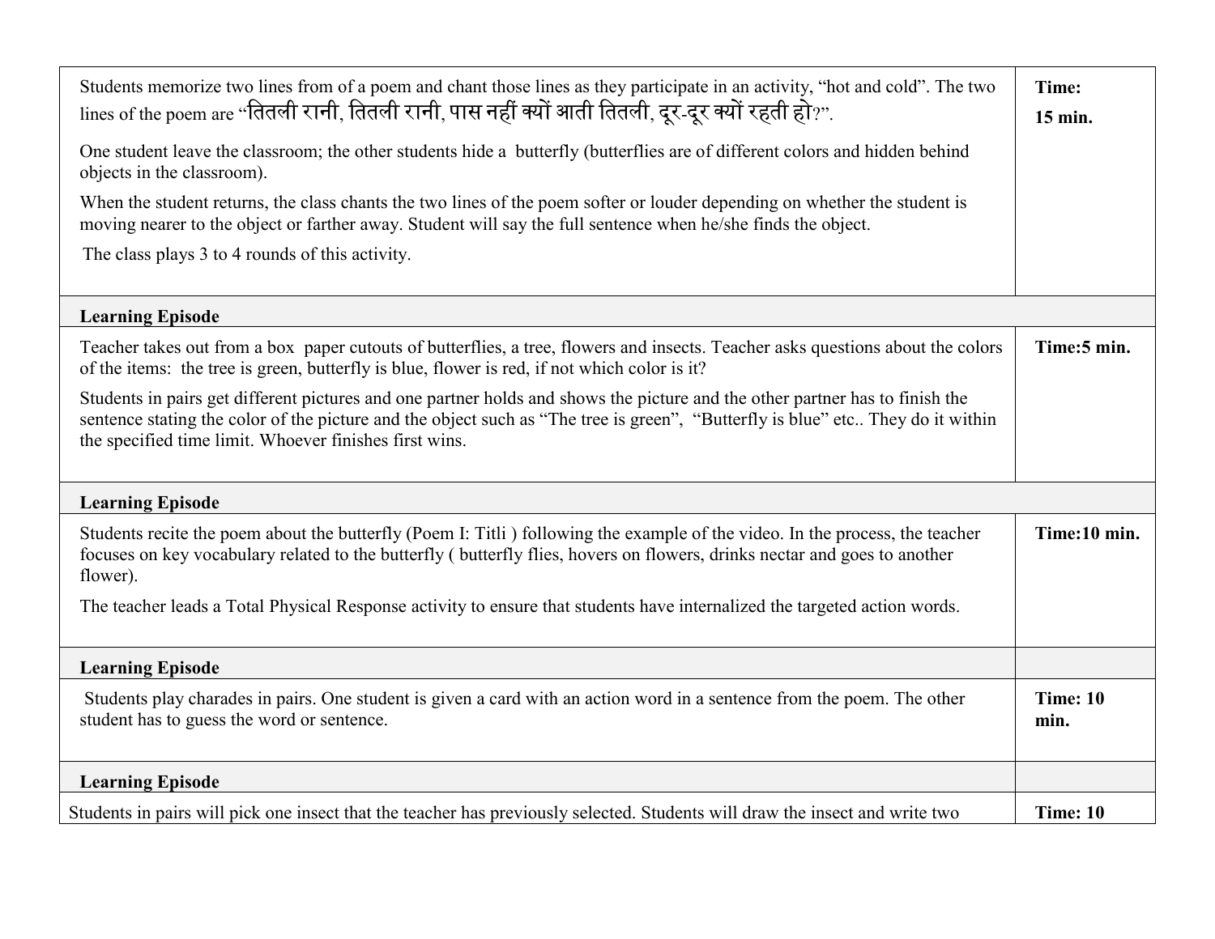| | |
|---|---|
| Students memorize two lines from of a poem and chant those lines as they participate in an activity, “hot and cold”. The two lines of the poem are “तितली रानी, तितली रानी, पास नहीं क्यों आती तितली, दूर-दूर क्यों रहती हो?”.<br><br>One student leave the classroom; the other students hide a butterfly (butterflies are of different colors and hidden behind objects in the classroom).<br><br>When the student returns, the class chants the two lines of the poem softer or louder depending on whether the student is moving nearer to the object or farther away. Student will say the full sentence when he/she finds the object.<br><br>The class plays 3 to 4 rounds of this activity. | **Time:**<br>**15 min.** |
| **Learning Episode** | |
| Teacher takes out from a box paper cutouts of butterflies, a tree, flowers and insects. Teacher asks questions about the colors of the items: the tree is green, butterfly is blue, flower is red, if not which color is it?<br><br>Students in pairs get different pictures and one partner holds and shows the picture and the other partner has to finish the sentence stating the color of the picture and the object such as “The tree is green”, “Butterfly is blue” etc.. They do it within the specified time limit. Whoever finishes first wins. | **Time:5 min.** |
| **Learning Episode** | |
| Students recite the poem about the butterfly (Poem I: Titli ) following the example of the video. In the process, the teacher focuses on key vocabulary related to the butterfly ( butterfly flies, hovers on flowers, drinks nectar and goes to another flower).<br><br>The teacher leads a Total Physical Response activity to ensure that students have internalized the targeted action words. | **Time:10 min.** |
| **Learning Episode** | |
| Students play charades in pairs. One student is given a card with an action word in a sentence from the poem. The other student has to guess the word or sentence. | **Time: 10 min.** |
| **Learning Episode** | |
| Students in pairs will pick one insect that the teacher has previously selected. Students will draw the insect and write two | **Time: 10** |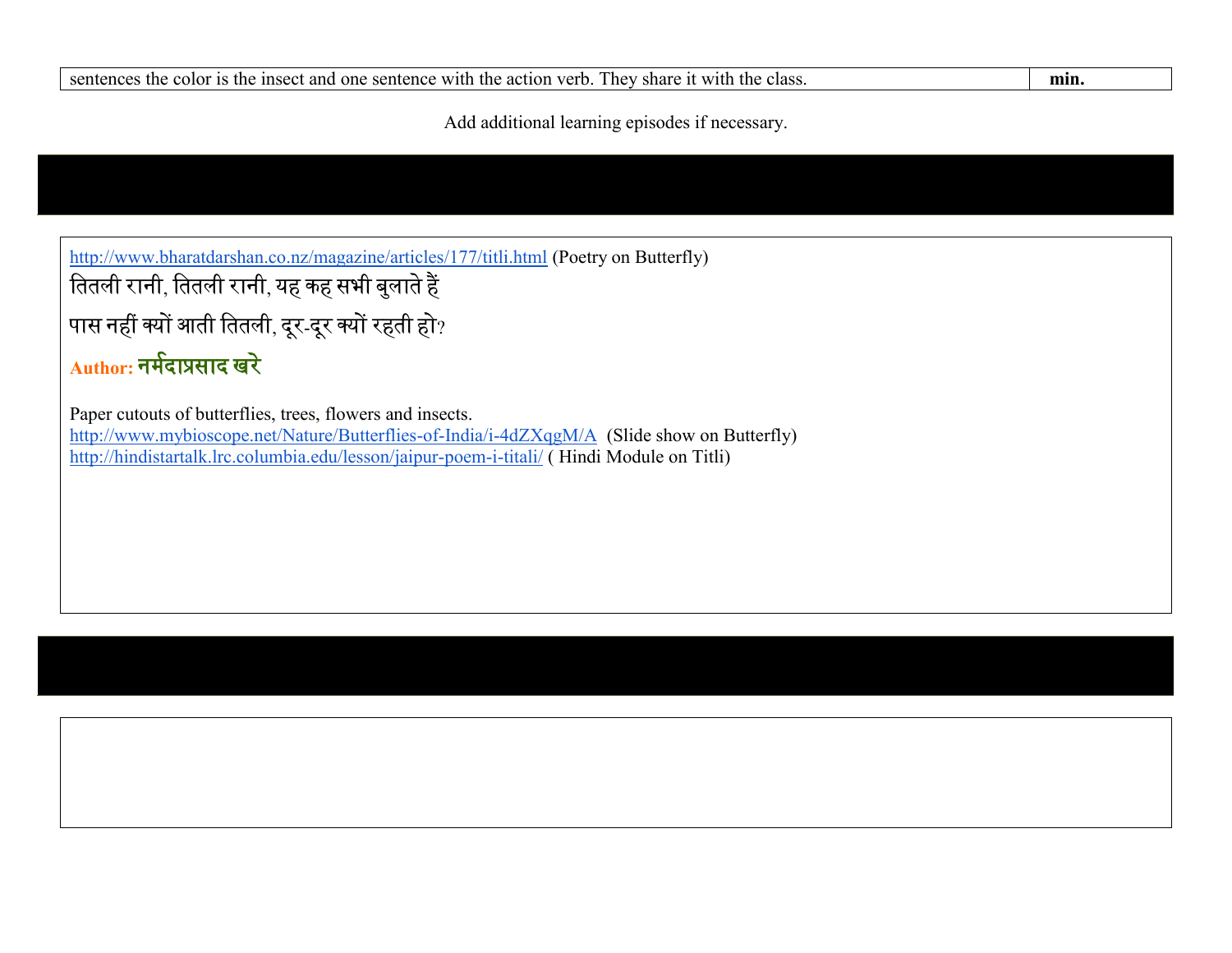| | |
|---|---|
| sentences the color is the insect and one sentence with the action verb. They share it with the class. | **min.** |

Add additional learning episodes if necessary.

http://www.bharatdarshan.co.nz/magazine/articles/177/titli.html (Poetry on Butterfly)

तितली रानी, तितली रानी, यह कह सभी बुलाते हैं

पास नहीं क्यों आती तितली, दूर-दूर क्यों रहती हो?

**Author: नर्मदाप्रसाद खरे**

Paper cutouts of butterflies, trees, flowers and insects.

http://www.mybioscope.net/Nature/Butterflies-of-India/i-4dZXqgM/A (Slide show on Butterfly)

http://hindistartalk.lrc.columbia.edu/lesson/jaipur-poem-i-titali/ ( Hindi Module on Titli)